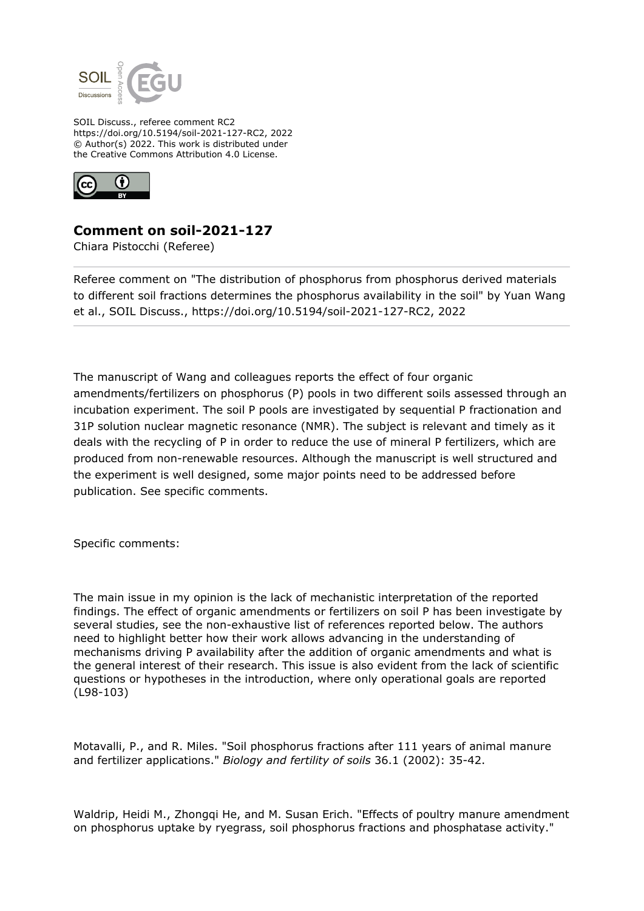SOIL Discuss., referee comment RC2
https://doi.org/10.5194/soil-2021-127-RC2, 2022
© Author(s) 2022. This work is distributed under
the Creative Commons Attribution 4.0 License.

## Comment on soil-2021-127

Chiara Pistocchi (Referee)

---

Referee comment on "The distribution of phosphorus from phosphorus derived materials to different soil fractions determines the phosphorus availability in the soil" by Yuan Wang et al., SOIL Discuss., https://doi.org/10.5194/soil-2021-127-RC2, 2022

---

The manuscript of Wang and colleagues reports the effect of four organic amendments/fertilizers on phosphorus (P) pools in two different soils assessed through an incubation experiment. The soil P pools are investigated by sequential P fractionation and 31P solution nuclear magnetic resonance (NMR). The subject is relevant and timely as it deals with the recycling of P in order to reduce the use of mineral P fertilizers, which are produced from non-renewable resources. Although the manuscript is well structured and the experiment is well designed, some major points need to be addressed before publication. See specific comments.

Specific comments:

The main issue in my opinion is the lack of mechanistic interpretation of the reported findings. The effect of organic amendments or fertilizers on soil P has been investigate by several studies, see the non-exhaustive list of references reported below. The authors need to highlight better how their work allows advancing in the understanding of mechanisms driving P availability after the addition of organic amendments and what is the general interest of their research. This issue is also evident from the lack of scientific questions or hypotheses in the introduction, where only operational goals are reported (L98-103)

Motavalli, P., and R. Miles. "Soil phosphorus fractions after 111 years of animal manure and fertilizer applications." *Biology and fertility of soils* 36.1 (2002): 35-42.

Waldrip, Heidi M., Zhongqi He, and M. Susan Erich. "Effects of poultry manure amendment on phosphorus uptake by ryegrass, soil phosphorus fractions and phosphatase activity."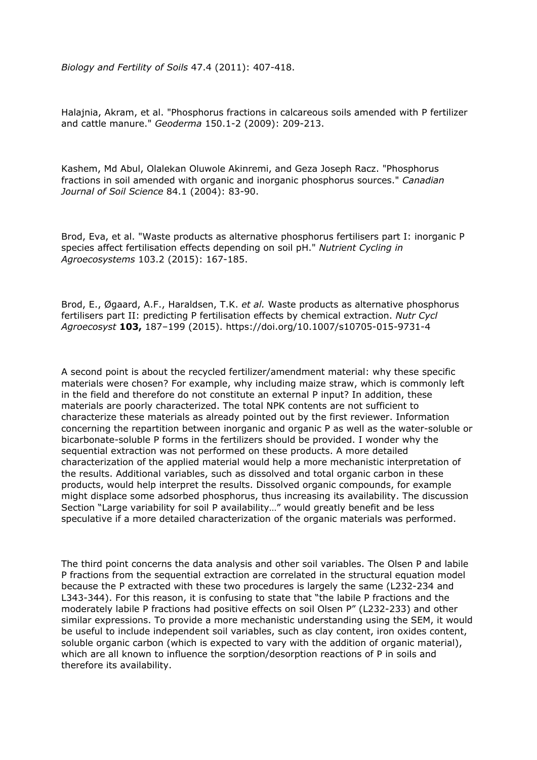*Biology and Fertility of Soils* 47.4 (2011): 407-418.

Halajnia, Akram, et al. "Phosphorus fractions in calcareous soils amended with P fertilizer and cattle manure." *Geoderma* 150.1-2 (2009): 209-213.

Kashem, Md Abul, Olalekan Oluwole Akinremi, and Geza Joseph Racz. "Phosphorus fractions in soil amended with organic and inorganic phosphorus sources." *Canadian Journal of Soil Science* 84.1 (2004): 83-90.

Brod, Eva, et al. "Waste products as alternative phosphorus fertilisers part I: inorganic P species affect fertilisation effects depending on soil pH." *Nutrient Cycling in Agroecosystems* 103.2 (2015): 167-185.

Brod, E., Øgaard, A.F., Haraldsen, T.K. *et al.* Waste products as alternative phosphorus fertilisers part II: predicting P fertilisation effects by chemical extraction. *Nutr Cycl Agroecosyst* **103,** 187–199 (2015). https://doi.org/10.1007/s10705-015-9731-4

A second point is about the recycled fertilizer/amendment material: why these specific materials were chosen? For example, why including maize straw, which is commonly left in the field and therefore do not constitute an external P input? In addition, these materials are poorly characterized. The total NPK contents are not sufficient to characterize these materials as already pointed out by the first reviewer. Information concerning the repartition between inorganic and organic P as well as the water-soluble or bicarbonate-soluble P forms in the fertilizers should be provided. I wonder why the sequential extraction was not performed on these products. A more detailed characterization of the applied material would help a more mechanistic interpretation of the results. Additional variables, such as dissolved and total organic carbon in these products, would help interpret the results. Dissolved organic compounds, for example might displace some adsorbed phosphorus, thus increasing its availability. The discussion Section "Large variability for soil P availability…" would greatly benefit and be less speculative if a more detailed characterization of the organic materials was performed.

The third point concerns the data analysis and other soil variables. The Olsen P and labile P fractions from the sequential extraction are correlated in the structural equation model because the P extracted with these two procedures is largely the same (L232-234 and L343-344). For this reason, it is confusing to state that "the labile P fractions and the moderately labile P fractions had positive effects on soil Olsen P" (L232-233) and other similar expressions. To provide a more mechanistic understanding using the SEM, it would be useful to include independent soil variables, such as clay content, iron oxides content, soluble organic carbon (which is expected to vary with the addition of organic material), which are all known to influence the sorption/desorption reactions of P in soils and therefore its availability.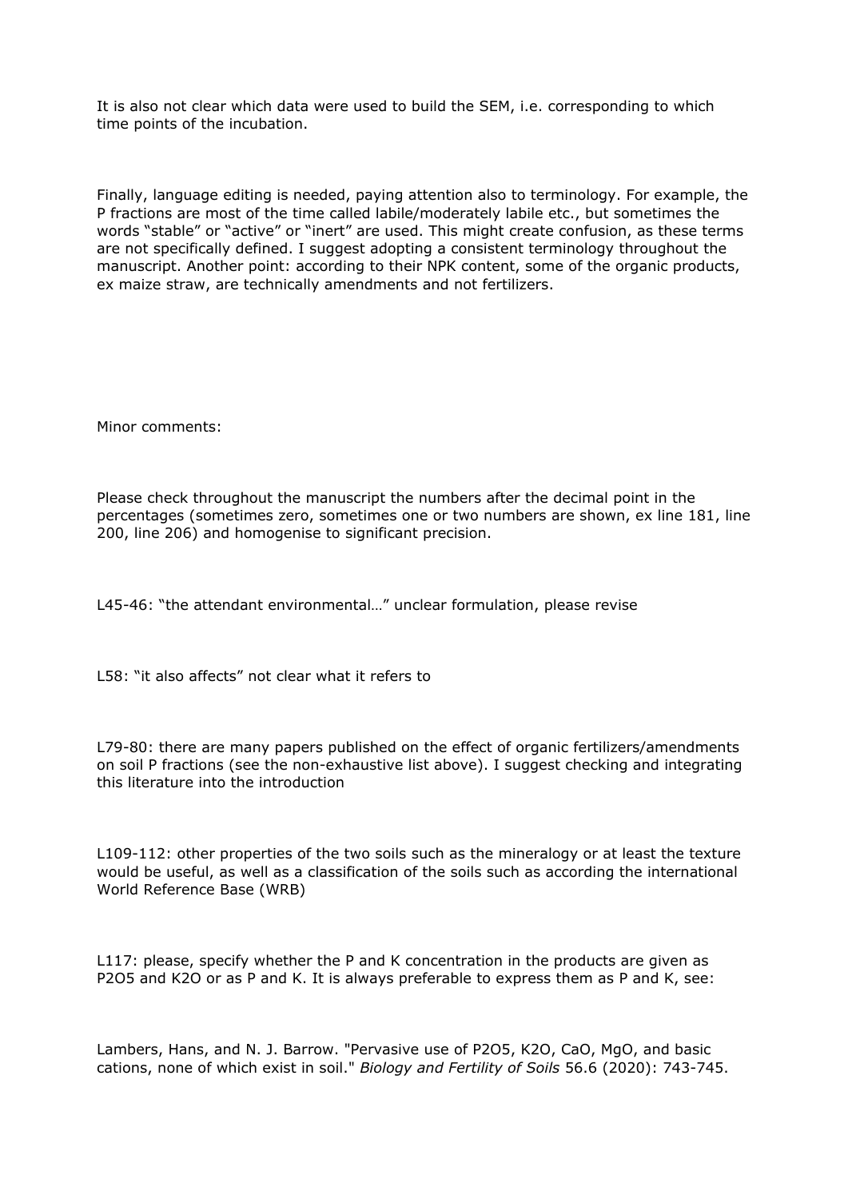It is also not clear which data were used to build the SEM, i.e. corresponding to which time points of the incubation.

Finally, language editing is needed, paying attention also to terminology. For example, the P fractions are most of the time called labile/moderately labile etc., but sometimes the words "stable" or "active" or "inert" are used. This might create confusion, as these terms are not specifically defined. I suggest adopting a consistent terminology throughout the manuscript. Another point: according to their NPK content, some of the organic products, ex maize straw, are technically amendments and not fertilizers.

Minor comments:

Please check throughout the manuscript the numbers after the decimal point in the percentages (sometimes zero, sometimes one or two numbers are shown, ex line 181, line 200, line 206) and homogenise to significant precision.

L45-46: "the attendant environmental…" unclear formulation, please revise

L58: "it also affects" not clear what it refers to

L79-80: there are many papers published on the effect of organic fertilizers/amendments on soil P fractions (see the non-exhaustive list above). I suggest checking and integrating this literature into the introduction

L109-112: other properties of the two soils such as the mineralogy or at least the texture would be useful, as well as a classification of the soils such as according the international World Reference Base (WRB)

L117: please, specify whether the P and K concentration in the products are given as $P_2O_5$ and $K_2O$ or as P and K. It is always preferable to express them as P and K, see:

Lambers, Hans, and N. J. Barrow. "Pervasive use of $P_2O_5$, $K_2O$, CaO, MgO, and basic cations, none of which exist in soil." *Biology and Fertility of Soils* 56.6 (2020): 743-745.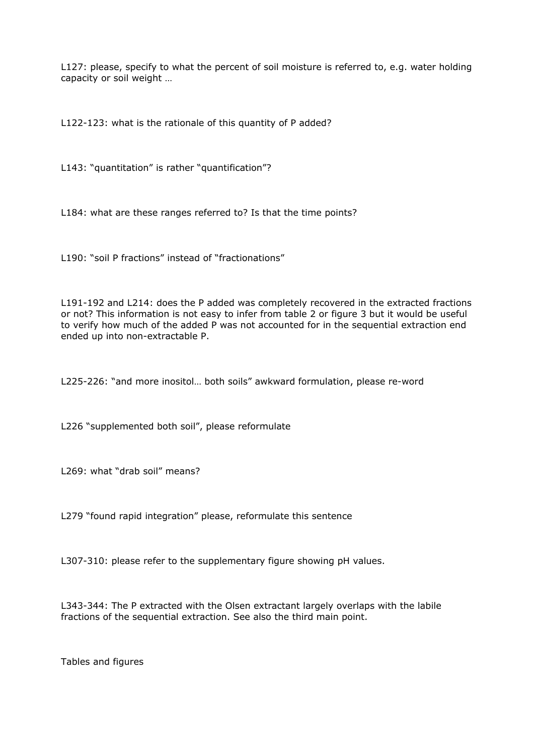L127: please, specify to what the percent of soil moisture is referred to, e.g. water holding capacity or soil weight …

L122-123: what is the rationale of this quantity of P added?

L143: "quantitation" is rather "quantification"?

L184: what are these ranges referred to? Is that the time points?

L190: "soil P fractions" instead of "fractionations"

L191-192 and L214: does the P added was completely recovered in the extracted fractions or not? This information is not easy to infer from table 2 or figure 3 but it would be useful to verify how much of the added P was not accounted for in the sequential extraction end ended up into non-extractable P.

L225-226: "and more inositol… both soils" awkward formulation, please re-word

L226 "supplemented both soil", please reformulate

L269: what "drab soil" means?

L279 "found rapid integration" please, reformulate this sentence

L307-310: please refer to the supplementary figure showing pH values.

L343-344: The P extracted with the Olsen extractant largely overlaps with the labile fractions of the sequential extraction. See also the third main point.

Tables and figures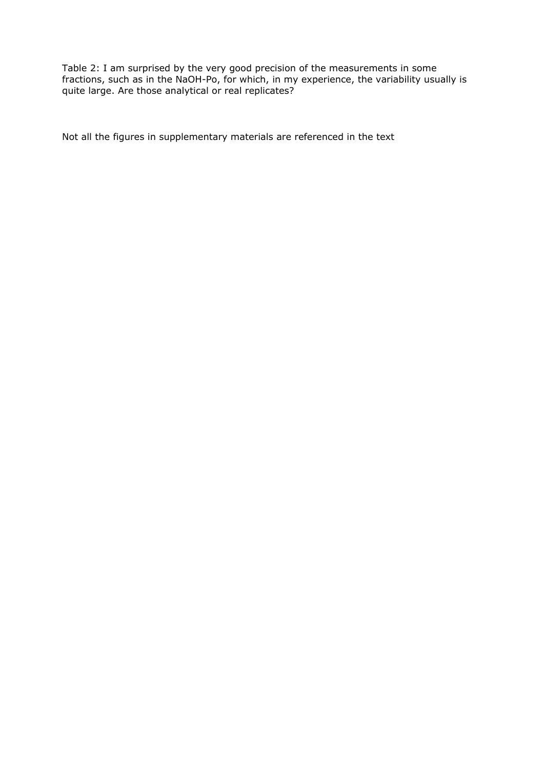Table 2: I am surprised by the very good precision of the measurements in some fractions, such as in the NaOH-Po, for which, in my experience, the variability usually is quite large. Are those analytical or real replicates?

Not all the figures in supplementary materials are referenced in the text